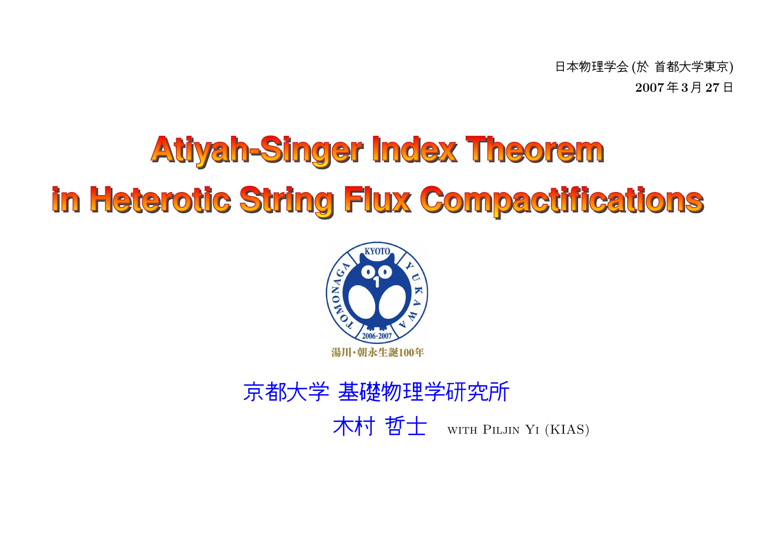日本物理学会 (於 首都大学東京)
**2007 年 3 月 27 日**

# Atiyah-Singer Index Theorem in Heterotic String Flux Compactifications

KYOTO TOMONAGA YUKAWA 2006-2007

湯川・朝永生誕100年

京都大学 基礎物理学研究所

木村 哲士 WITH PILJIN YI (KIAS)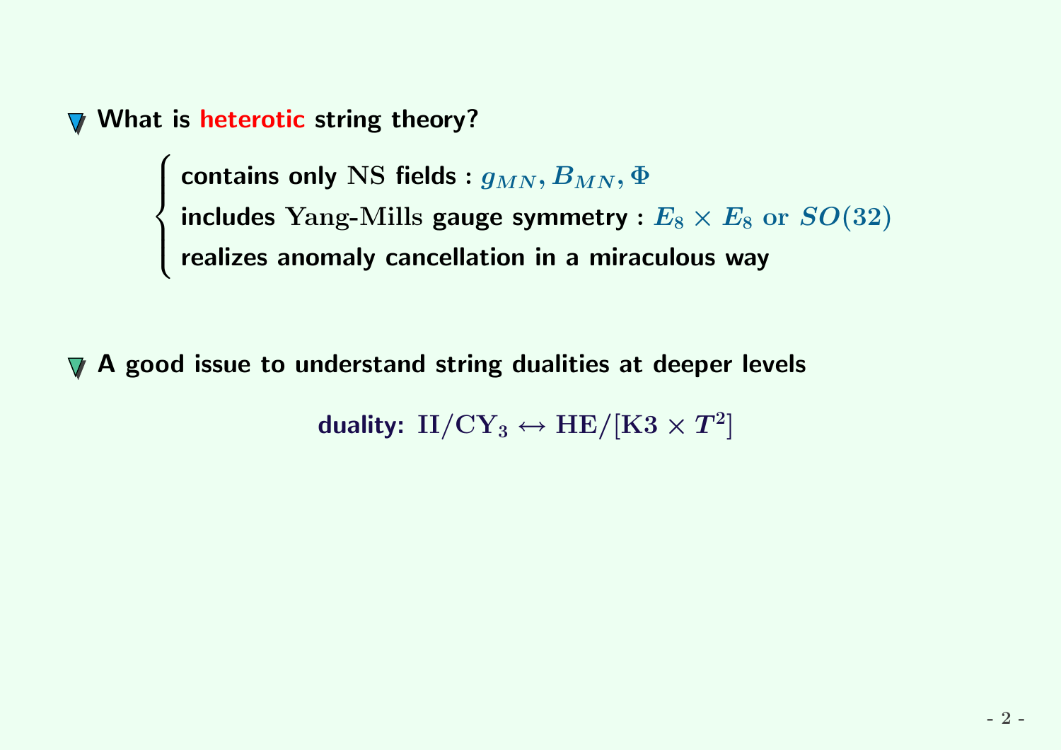- **What is heterotic string theory?**

  - contains only NS fields : $g_{MN}, B_{MN}, \Phi$
  - includes Yang-Mills gauge symmetry : $E_8 \times E_8$ or $SO(32)$
  - realizes anomaly cancellation in a miraculous way

- **A good issue to understand string dualities at deeper levels**

  duality: $\mathrm{II}/\mathrm{CY}_3 \leftrightarrow \mathrm{HE}/[\mathrm{K3} \times T^2]$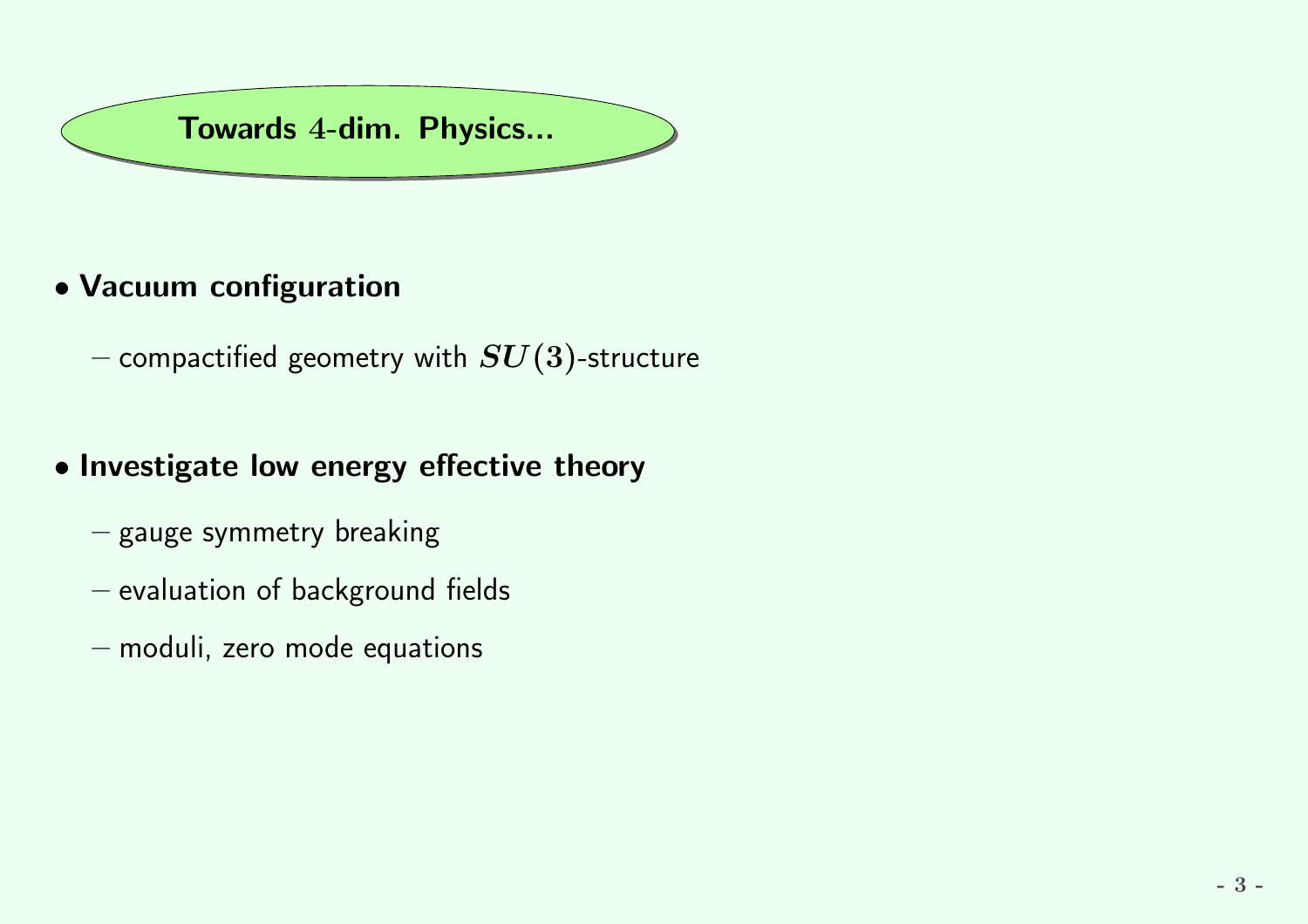## Towards $4$-dim. Physics...

- **Vacuum configuration**
  - compactified geometry with $SU(3)$-structure

- **Investigate low energy effective theory**
  - gauge symmetry breaking
  - evaluation of background fields
  - moduli, zero mode equations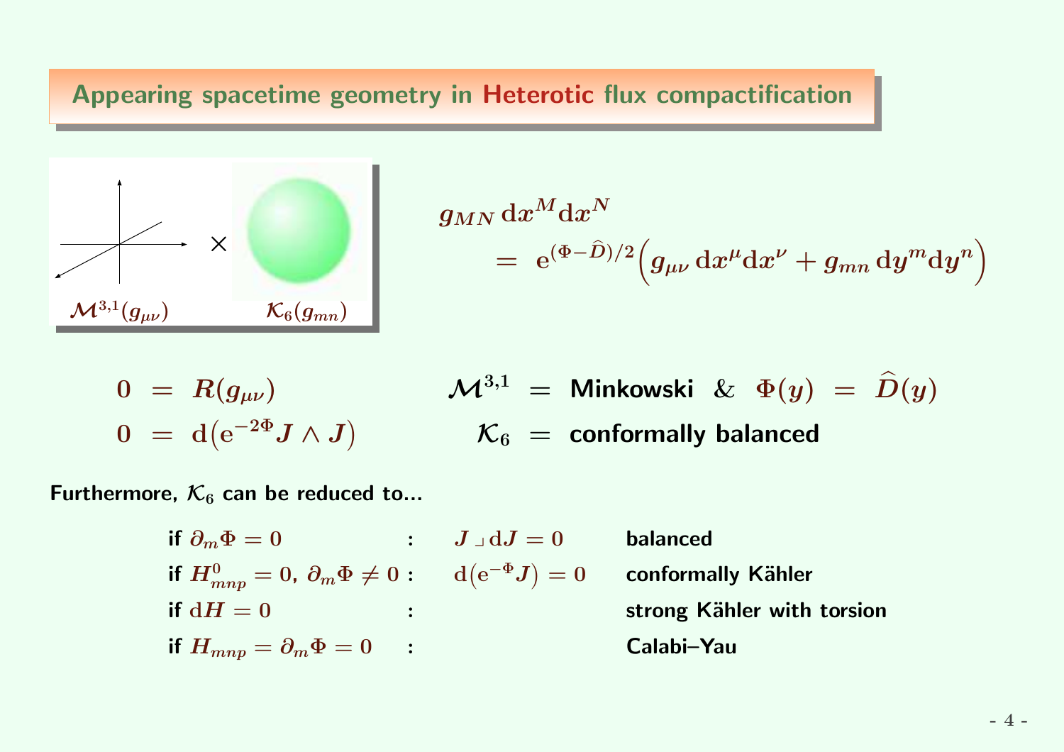## Appearing spacetime geometry in Heterotic flux compactification

$\mathcal{M}^{3,1}(g_{\mu\nu}) \times \mathcal{K}_6(g_{mn})$

$$g_{MN}\,\mathrm{d}x^M \mathrm{d}x^N = \mathrm{e}^{(\Phi-\widehat{D})/2}\Big(g_{\mu\nu}\,\mathrm{d}x^\mu \mathrm{d}x^\nu + g_{mn}\,\mathrm{d}y^m \mathrm{d}y^n\Big)$$

$$0 = R(g_{\mu\nu}) \qquad \mathcal{M}^{3,1} = \textbf{Minkowski} \;\&\; \Phi(y) = \widehat{D}(y)$$

$$0 = \mathrm{d}\big(\mathrm{e}^{-2\Phi} J \wedge J\big) \qquad \mathcal{K}_6 = \textbf{conformally balanced}$$

**Furthermore, $\mathcal{K}_6$ can be reduced to...**

| | | | |
|---|---|---|---|
| if $\partial_m \Phi = 0$ | : | $J \lrcorner\, \mathrm{d}J = 0$ | balanced |
| if $H^0_{mnp} = 0$, $\partial_m \Phi \neq 0$ | : | $\mathrm{d}\big(\mathrm{e}^{-\Phi} J\big) = 0$ | conformally Kähler |
| if $\mathrm{d}H = 0$ | : | | strong Kähler with torsion |
| if $H_{mnp} = \partial_m \Phi = 0$ | : | | Calabi–Yau |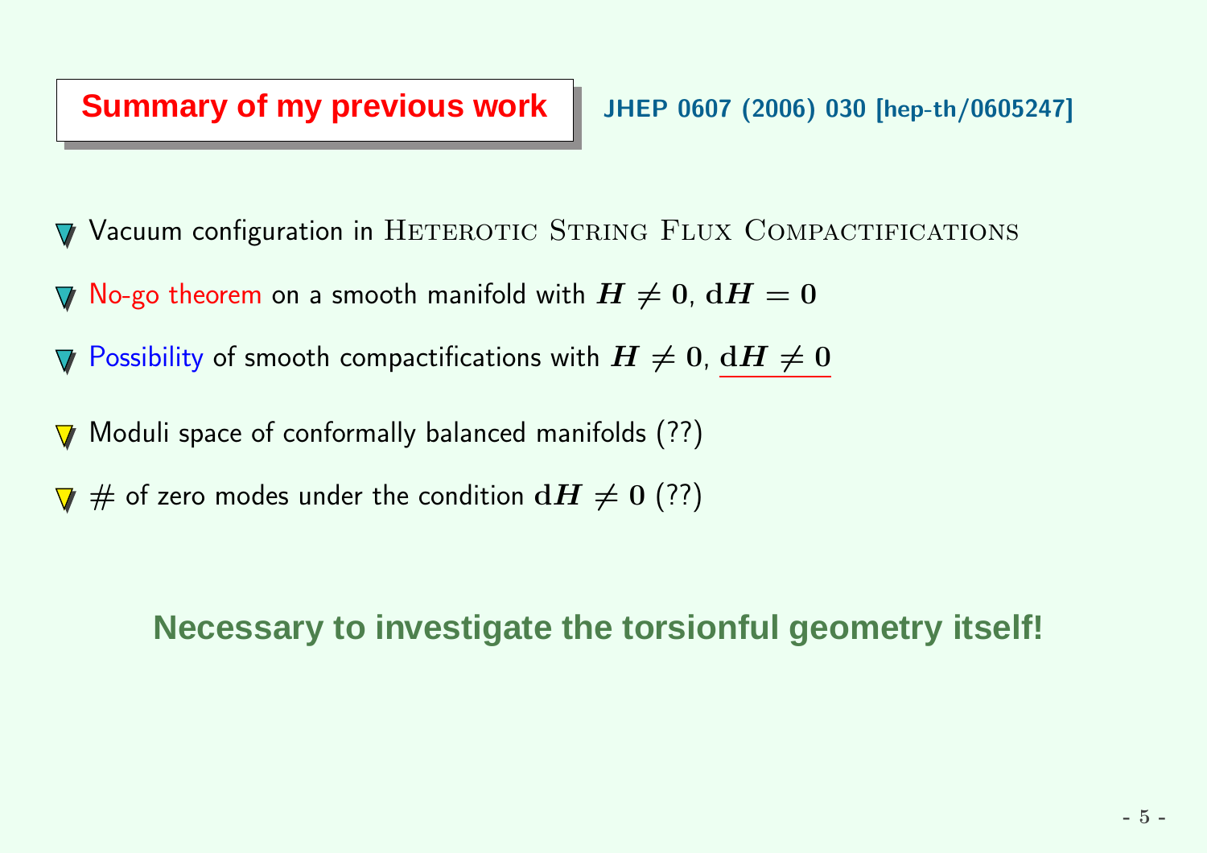## Summary of my previous work

JHEP 0607 (2006) 030 [hep-th/0605247]

- Vacuum configuration in Heterotic String Flux Compactifications
- No-go theorem on a smooth manifold with $H \neq 0$, $\mathrm{d}H = 0$
- Possibility of smooth compactifications with $H \neq 0$, $\underline{\mathrm{d}H \neq 0}$
- Moduli space of conformally balanced manifolds (??)
- # of zero modes under the condition $\mathrm{d}H \neq 0$ (??)

**Necessary to investigate the torsionful geometry itself!**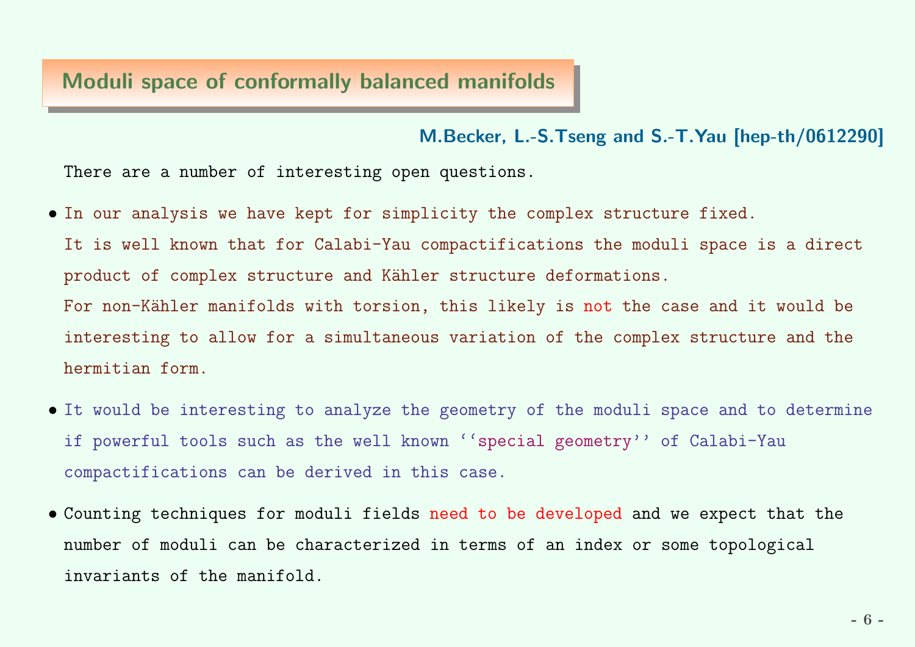## Moduli space of conformally balanced manifolds

**M.Becker, L.-S.Tseng and S.-T.Yau [hep-th/0612290]**

There are a number of interesting open questions.

- In our analysis we have kept for simplicity the complex structure fixed. It is well known that for Calabi-Yau compactifications the moduli space is a direct product of complex structure and Kähler structure deformations. For non-Kähler manifolds with torsion, this likely is not the case and it would be interesting to allow for a simultaneous variation of the complex structure and the hermitian form.

- It would be interesting to analyze the geometry of the moduli space and to determine if powerful tools such as the well known ''special geometry'' of Calabi-Yau compactifications can be derived in this case.

- Counting techniques for moduli fields need to be developed and we expect that the number of moduli can be characterized in terms of an index or some topological invariants of the manifold.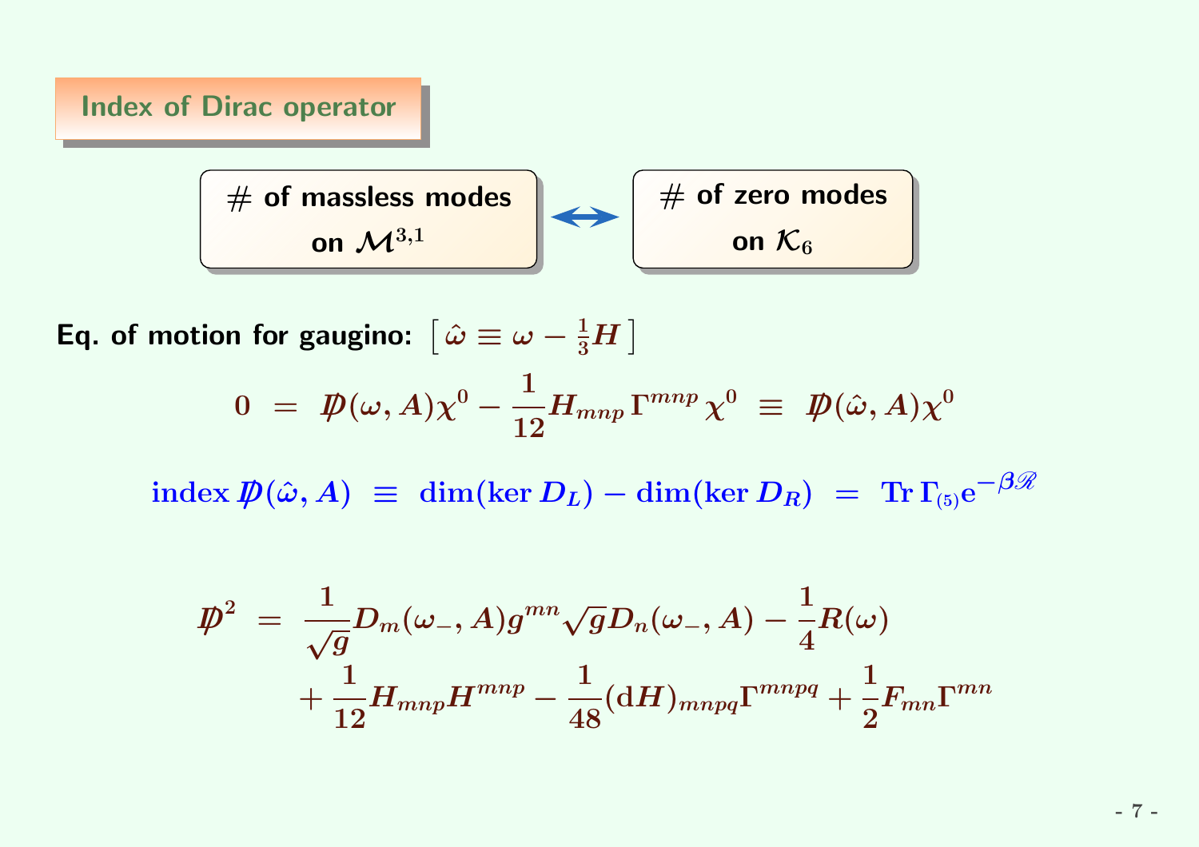## Index of Dirac operator

**# of massless modes on $\mathcal{M}^{3,1}$** ⟷ **# of zero modes on $\mathcal{K}_6$**

**Eq. of motion for gaugino:** $\left[\, \hat{\omega} \equiv \omega - \frac{1}{3} H \,\right]$

$$0 \;=\; \not{D}(\omega, A)\chi^0 - \frac{1}{12} H_{mnp}\,\Gamma^{mnp}\,\chi^0 \;\equiv\; \not{D}(\hat{\omega}, A)\chi^0$$

$$\text{index}\,\not{D}(\hat{\omega}, A) \;\equiv\; \dim(\ker D_L) - \dim(\ker D_R) \;=\; \text{Tr}\,\Gamma_{(5)} e^{-\beta \mathscr{R}}$$

$$\not{D}^2 \;=\; \frac{1}{\sqrt{g}} D_m(\omega_-, A) g^{mn} \sqrt{g} D_n(\omega_-, A) - \frac{1}{4} R(\omega) + \frac{1}{12} H_{mnp} H^{mnp} - \frac{1}{48} (\mathrm{d}H)_{mnpq} \Gamma^{mnpq} + \frac{1}{2} F_{mn} \Gamma^{mn}$$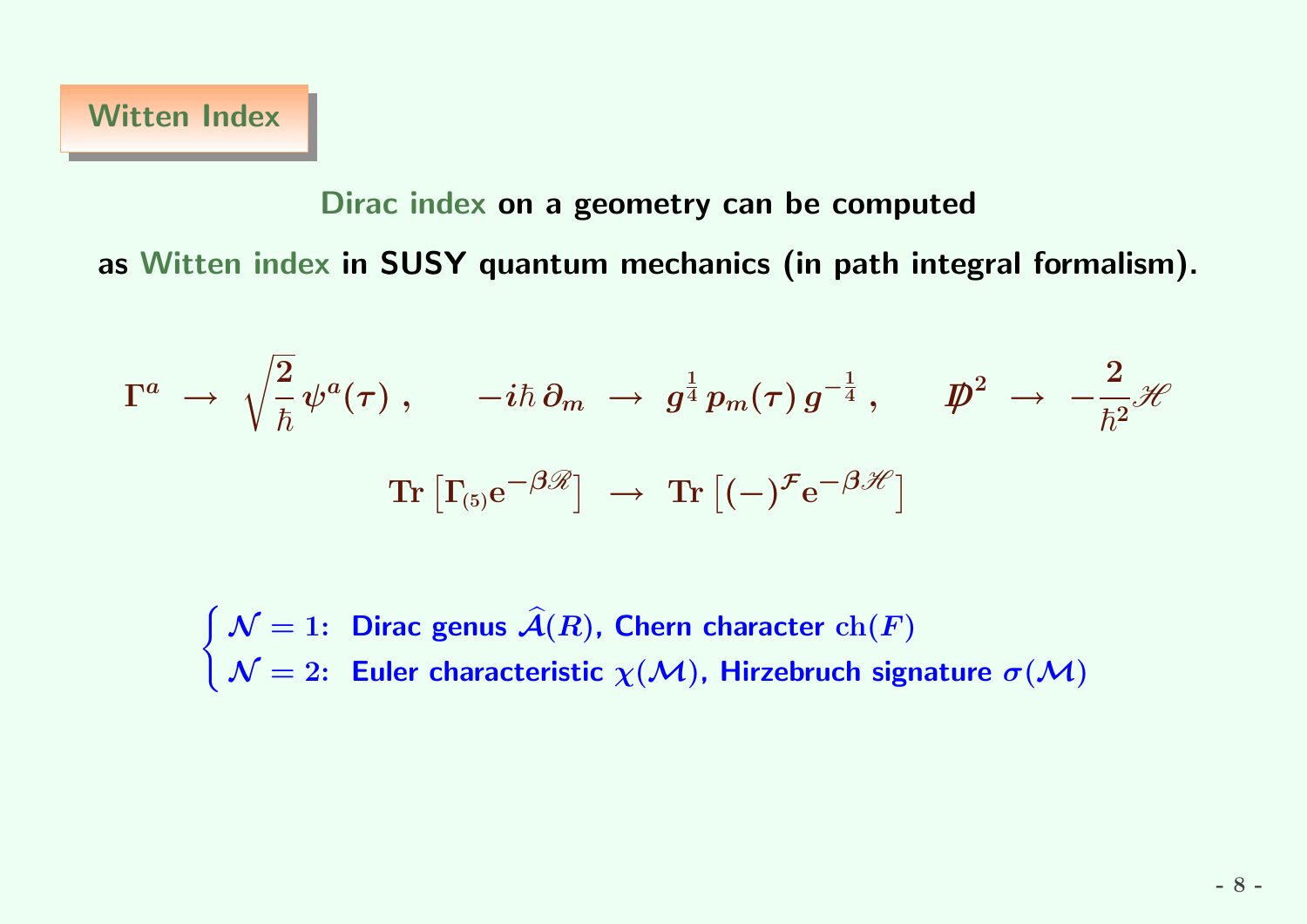## Witten Index

**Dirac index on a geometry can be computed**

**as Witten index in SUSY quantum mechanics (in path integral formalism).**

$$\Gamma^a \;\rightarrow\; \sqrt{\frac{2}{\hbar}}\,\psi^a(\tau)\;, \qquad -i\hbar\,\partial_m \;\rightarrow\; g^{\frac{1}{4}}\,p_m(\tau)\,g^{-\frac{1}{4}}\;, \qquad \not{D}^2 \;\rightarrow\; -\frac{2}{\hbar^2}\mathscr{H}$$

$$\mathrm{Tr}\left[\Gamma_{(5)}\mathrm{e}^{-\beta\mathscr{R}}\right] \;\rightarrow\; \mathrm{Tr}\left[(-)^{\mathcal{F}}\mathrm{e}^{-\beta\mathscr{H}}\right]$$

$$\begin{cases} \mathcal{N}=1\text{:} & \text{Dirac genus } \widehat{\mathcal{A}}(R)\text{, Chern character } \mathrm{ch}(F) \\ \mathcal{N}=2\text{:} & \text{Euler characteristic } \chi(\mathcal{M})\text{, Hirzebruch signature } \sigma(\mathcal{M}) \end{cases}$$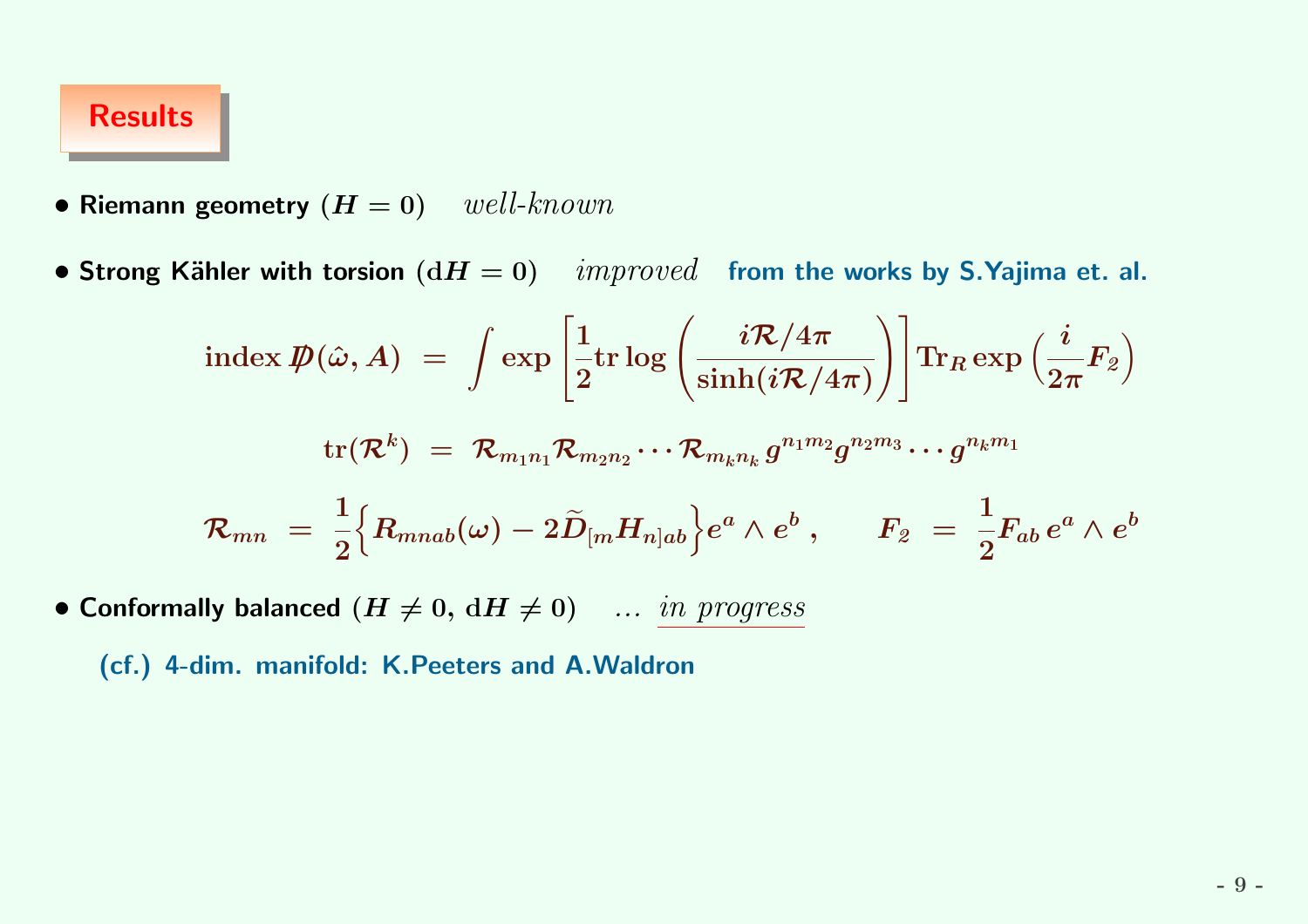## Results

- **Riemann geometry** $(H = 0)$ *well-known*

- **Strong Kähler with torsion** $(\mathrm{d}H = 0)$ *improved* **from the works by S.Yajima et. al.**

$$\mathrm{index}\, \not{D}(\hat{\omega}, A) \;=\; \int \exp\left[\frac{1}{2}\mathrm{tr}\log\left(\frac{i\mathcal{R}/4\pi}{\sinh(i\mathcal{R}/4\pi)}\right)\right]\mathrm{Tr}_R \exp\Big(\frac{i}{2\pi}F_2\Big)$$

$$\mathrm{tr}(\mathcal{R}^k) \;=\; \mathcal{R}_{m_1 n_1}\mathcal{R}_{m_2 n_2}\cdots\mathcal{R}_{m_k n_k}\, g^{n_1 m_2} g^{n_2 m_3}\cdots g^{n_k m_1}$$

$$\mathcal{R}_{mn} \;=\; \frac{1}{2}\Big\{R_{mnab}(\omega) - 2\widetilde{D}_{[m}H_{n]ab}\Big\}e^a \wedge e^b\,, \qquad F_2 \;=\; \frac{1}{2}F_{ab}\, e^a \wedge e^b$$

- **Conformally balanced** $(H \neq 0,\, \mathrm{d}H \neq 0)$ ... <u>*in progress*</u>

  **(cf.) 4-dim. manifold: K.Peeters and A.Waldron**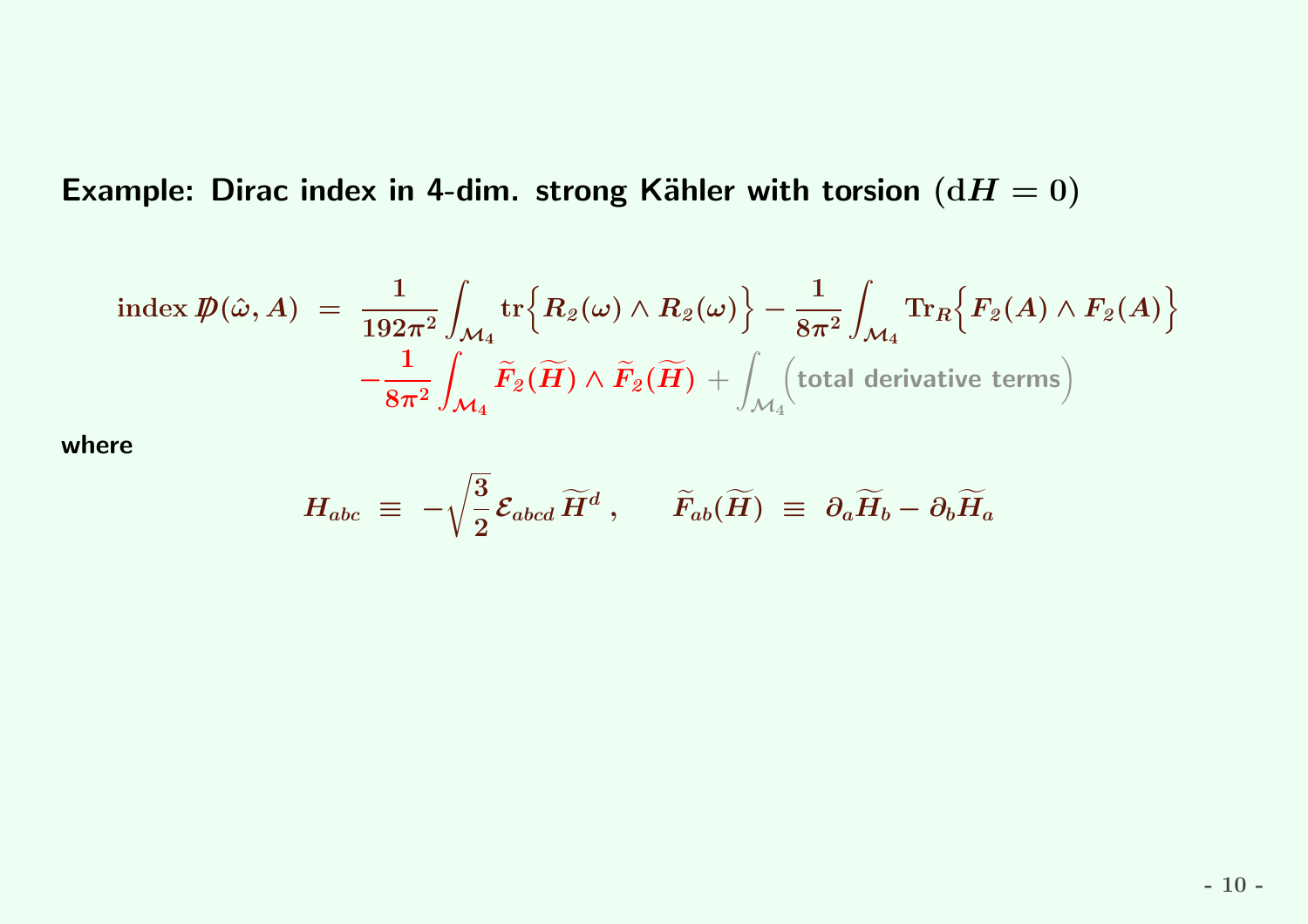**Example: Dirac index in 4-dim. strong Kähler with torsion $(\mathrm{d}H = 0)$**

$$
\begin{aligned}
\mathrm{index}\, \not{D}(\hat{\omega}, A) \;=\; & \frac{1}{192\pi^2} \int_{\mathcal{M}_4} \mathrm{tr}\Big\{ R_2(\omega) \wedge R_2(\omega) \Big\} - \frac{1}{8\pi^2} \int_{\mathcal{M}_4} \mathrm{Tr}_R \Big\{ F_2(A) \wedge F_2(A) \Big\} \\
& - \frac{1}{8\pi^2} \int_{\mathcal{M}_4} \widetilde{F}_2(\widetilde{H}) \wedge \widetilde{F}_2(\widetilde{H}) + \int_{\mathcal{M}_4} \Big( \text{total derivative terms} \Big)
\end{aligned}
$$

**where**

$$
H_{abc} \;\equiv\; -\sqrt{\frac{3}{2}}\, \mathcal{E}_{abcd}\, \widetilde{H}^d \,, \qquad \widetilde{F}_{ab}(\widetilde{H}) \;\equiv\; \partial_a \widetilde{H}_b - \partial_b \widetilde{H}_a
$$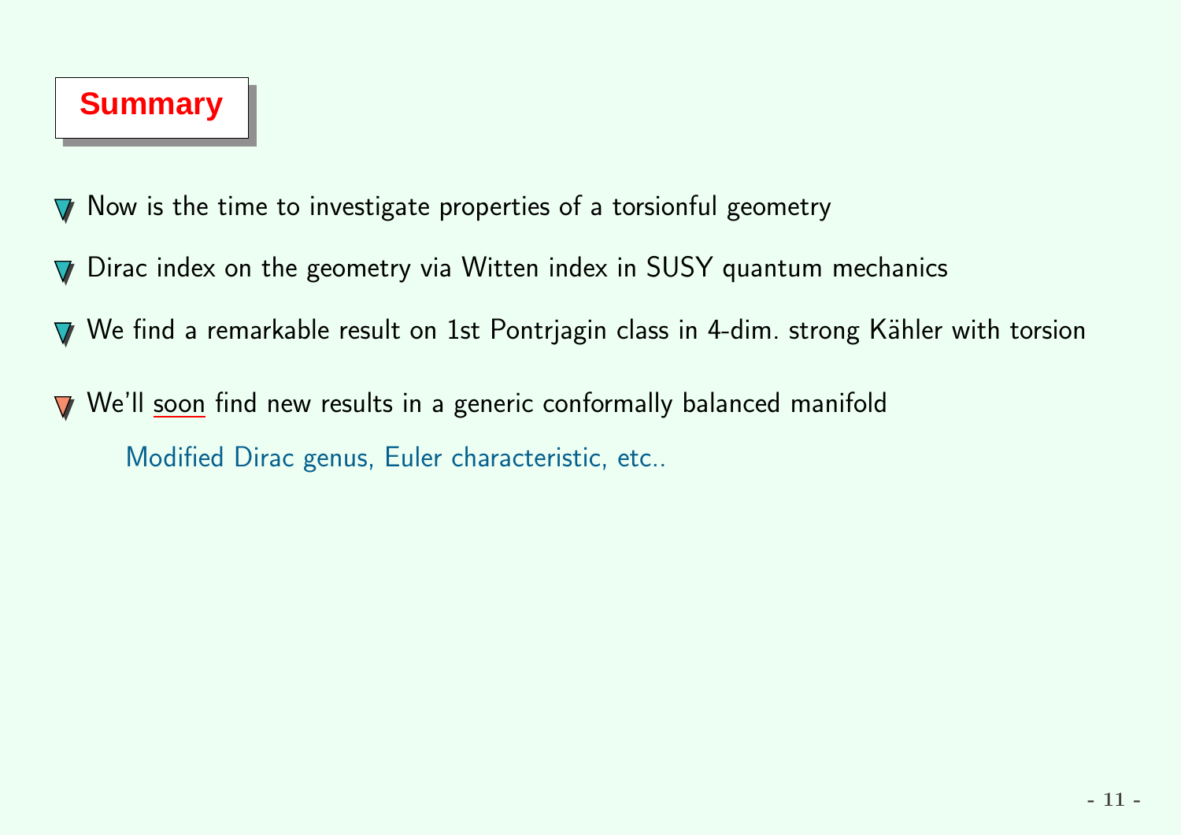## Summary

- Now is the time to investigate properties of a torsionful geometry
- Dirac index on the geometry via Witten index in SUSY quantum mechanics
- We find a remarkable result on 1st Pontrjagin class in 4-dim. strong Kähler with torsion
- We'll soon find new results in a generic conformally balanced manifold

  Modified Dirac genus, Euler characteristic, etc..